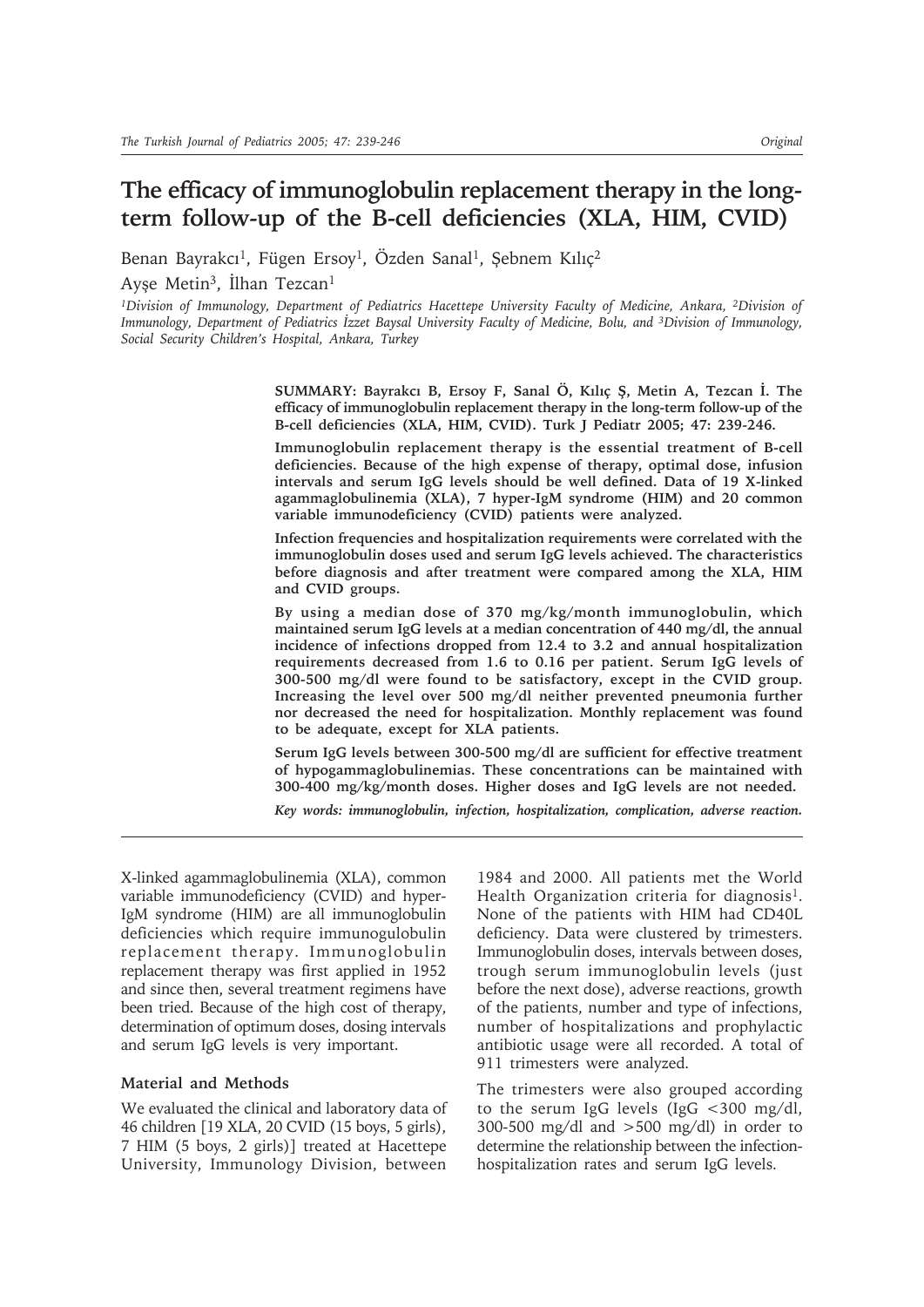# The efficacy of immunoglobulin replacement therapy in the long-term follow-up of the B-cell deficiencies (XLA, HIM, CVID)

Benan Bayrakcı[1], Fügen Ersoy[1], Özden Sanal[1], Şebnem Kılıç[2]

Ayşe Metin[3], İlhan Tezcan[1]

*[1]Division of Immunology, Department of Pediatrics Hacettepe University Faculty of Medicine, Ankara, [2]Division of Immunology, Department of Pediatrics İzzet Baysal University Faculty of Medicine, Bolu, and [3]Division of Immunology, Social Security Children's Hospital, Ankara, Turkey*

**SUMMARY: Bayrakcı B, Ersoy F, Sanal Ö, Kılıç Ş, Metin A, Tezcan İ. The efficacy of immunoglobulin replacement therapy in the long-term follow-up of the B-cell deficiencies (XLA, HIM, CVID). Turk J Pediatr 2005; 47: 239-246.**

**Immunoglobulin replacement therapy is the essential treatment of B-cell deficiencies. Because of the high expense of therapy, optimal dose, infusion intervals and serum IgG levels should be well defined. Data of 19 X-linked agammaglobulinemia (XLA), 7 hyper-IgM syndrome (HIM) and 20 common variable immunodeficiency (CVID) patients were analyzed.**

**Infection frequencies and hospitalization requirements were correlated with the immunoglobulin doses used and serum IgG levels achieved. The characteristics before diagnosis and after treatment were compared among the XLA, HIM and CVID groups.**

**By using a median dose of 370 mg/kg/month immunoglobulin, which maintained serum IgG levels at a median concentration of 440 mg/dl, the annual incidence of infections dropped from 12.4 to 3.2 and annual hospitalization requirements decreased from 1.6 to 0.16 per patient. Serum IgG levels of 300-500 mg/dl were found to be satisfactory, except in the CVID group. Increasing the level over 500 mg/dl neither prevented pneumonia further nor decreased the need for hospitalization. Monthly replacement was found to be adequate, except for XLA patients.**

**Serum IgG levels between 300-500 mg/dl are sufficient for effective treatment of hypogammaglobulinemias. These concentrations can be maintained with 300-400 mg/kg/month doses. Higher doses and IgG levels are not needed.**

***Key words: immunoglobulin, infection, hospitalization, complication, adverse reaction.***

X-linked agammaglobulinemia (XLA), common variable immunodeficiency (CVID) and hyper-IgM syndrome (HIM) are all immunoglobulin deficiencies which require immunoglobulin replacement therapy. Immunoglobulin replacement therapy was first applied in 1952 and since then, several treatment regimens have been tried. Because of the high cost of therapy, determination of optimum doses, dosing intervals and serum IgG levels is very important.

## Material and Methods

We evaluated the clinical and laboratory data of 46 children [19 XLA, 20 CVID (15 boys, 5 girls), 7 HIM (5 boys, 2 girls)] treated at Hacettepe University, Immunology Division, between 1984 and 2000. All patients met the World Health Organization criteria for diagnosis[1]. None of the patients with HIM had CD40L deficiency. Data were clustered by trimesters. Immunoglobulin doses, intervals between doses, trough serum immunoglobulin levels (just before the next dose), adverse reactions, growth of the patients, number and type of infections, number of hospitalizations and prophylactic antibiotic usage were all recorded. A total of 911 trimesters were analyzed.

The trimesters were also grouped according to the serum IgG levels (IgG <300 mg/dl, 300-500 mg/dl and >500 mg/dl) in order to determine the relationship between the infection-hospitalization rates and serum IgG levels.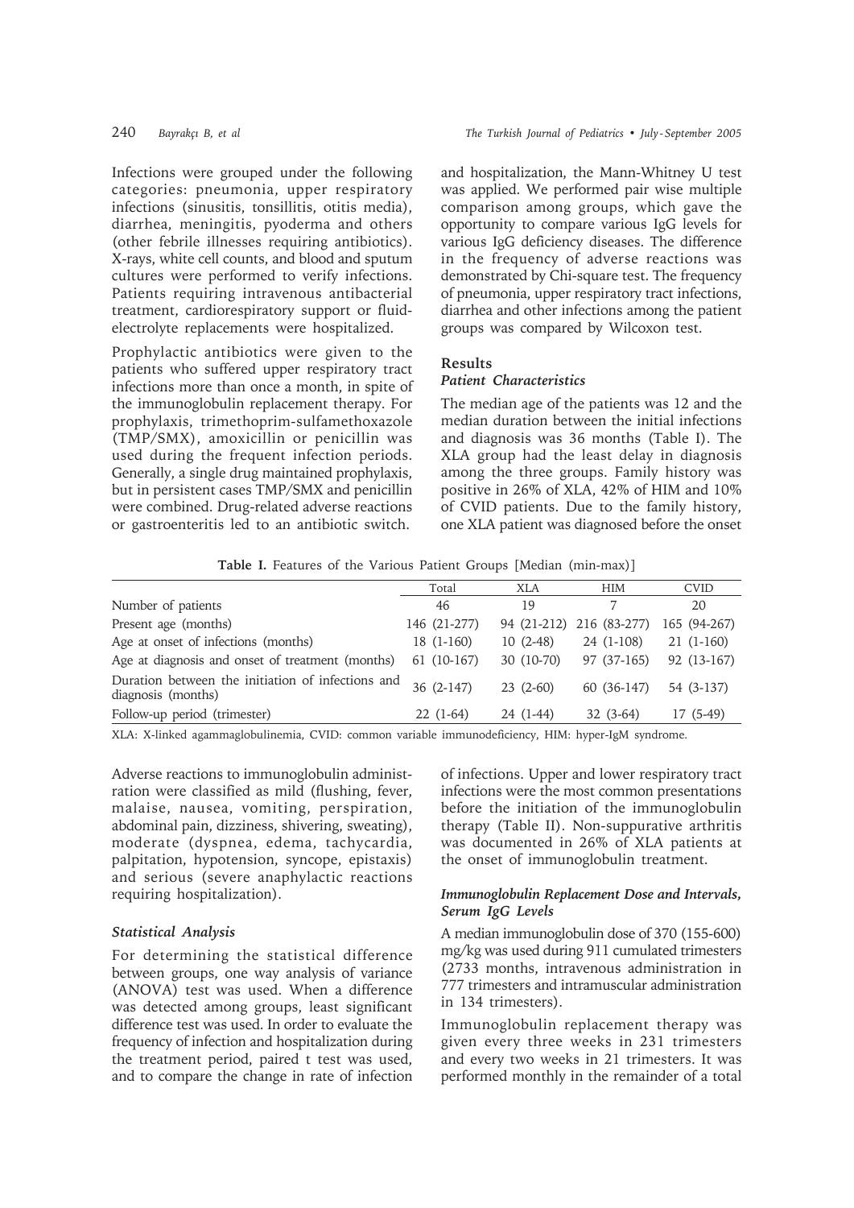Infections were grouped under the following categories: pneumonia, upper respiratory infections (sinusitis, tonsillitis, otitis media), diarrhea, meningitis, pyoderma and others (other febrile illnesses requiring antibiotics). X-rays, white cell counts, and blood and sputum cultures were performed to verify infections. Patients requiring intravenous antibacterial treatment, cardiorespiratory support or fluid-electrolyte replacements were hospitalized.

Prophylactic antibiotics were given to the patients who suffered upper respiratory tract infections more than once a month, in spite of the immunoglobulin replacement therapy. For prophylaxis, trimethoprim-sulfamethoxazole (TMP/SMX), amoxicillin or penicillin was used during the frequent infection periods. Generally, a single drug maintained prophylaxis, but in persistent cases TMP/SMX and penicillin were combined. Drug-related adverse reactions or gastroenteritis led to an antibiotic switch.

Adverse reactions to immunoglobulin administration were classified as mild (flushing, fever, malaise, nausea, vomiting, perspiration, abdominal pain, dizziness, shivering, sweating), moderate (dyspnea, edema, tachycardia, palpitation, hypotension, syncope, epistaxis) and serious (severe anaphylactic reactions requiring hospitalization).

### *Statistical Analysis*

For determining the statistical difference between groups, one way analysis of variance (ANOVA) test was used. When a difference was detected among groups, least significant difference test was used. In order to evaluate the frequency of infection and hospitalization during the treatment period, paired t test was used, and to compare the change in rate of infection and hospitalization, the Mann-Whitney U test was applied. We performed pair wise multiple comparison among groups, which gave the opportunity to compare various IgG levels for various IgG deficiency diseases. The difference in the frequency of adverse reactions was demonstrated by Chi-square test. The frequency of pneumonia, upper respiratory tract infections, diarrhea and other infections among the patient groups was compared by Wilcoxon test.

## Results

### *Patient Characteristics*

The median age of the patients was 12 and the median duration between the initial infections and diagnosis was 36 months (Table I). The XLA group had the least delay in diagnosis among the three groups. Family history was positive in 26% of XLA, 42% of HIM and 10% of CVID patients. Due to the family history, one XLA patient was diagnosed before the onset of infections. Upper and lower respiratory tract infections were the most common presentations before the initiation of the immunoglobulin therapy (Table II). Non-suppurative arthritis was documented in 26% of XLA patients at the onset of immunoglobulin treatment.

**Table I.** Features of the Various Patient Groups [Median (min-max)]

| | Total | XLA | HIM | CVID |
|---|---|---|---|---|
| Number of patients | 46 | 19 | 7 | 20 |
| Present age (months) | 146 (21-277) | 94 (21-212) | 216 (83-277) | 165 (94-267) |
| Age at onset of infections (months) | 18 (1-160) | 10 (2-48) | 24 (1-108) | 21 (1-160) |
| Age at diagnosis and onset of treatment (months) | 61 (10-167) | 30 (10-70) | 97 (37-165) | 92 (13-167) |
| Duration between the initiation of infections and diagnosis (months) | 36 (2-147) | 23 (2-60) | 60 (36-147) | 54 (3-137) |
| Follow-up period (trimester) | 22 (1-64) | 24 (1-44) | 32 (3-64) | 17 (5-49) |

XLA: X-linked agammaglobulinemia, CVID: common variable immunodeficiency, HIM: hyper-IgM syndrome.

### *Immunoglobulin Replacement Dose and Intervals, Serum IgG Levels*

A median immunoglobulin dose of 370 (155-600) mg/kg was used during 911 cumulated trimesters (2733 months, intravenous administration in 777 trimesters and intramuscular administration in 134 trimesters).

Immunoglobulin replacement therapy was given every three weeks in 231 trimesters and every two weeks in 21 trimesters. It was performed monthly in the remainder of a total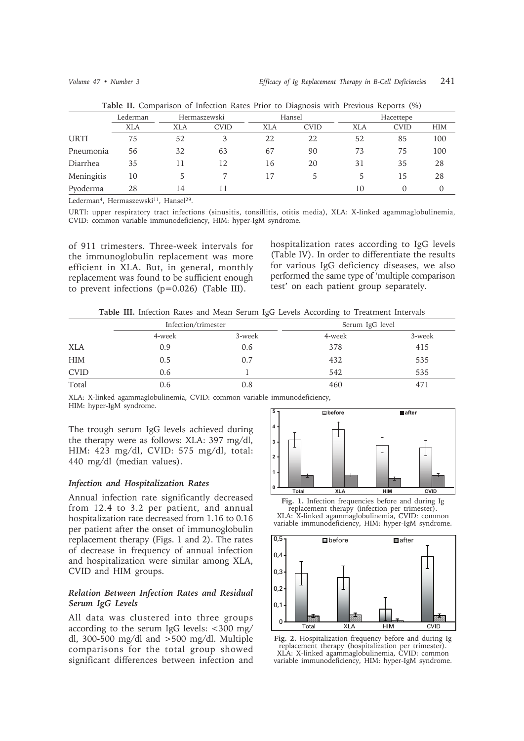**Table II.** Comparison of Infection Rates Prior to Diagnosis with Previous Reports (%)

| | Lederman | Hermaszewski | | Hansel | | Hacettepe | | |
|---|---|---|---|---|---|---|---|---|
| | XLA | XLA | CVID | XLA | CVID | XLA | CVID | HIM |
| URTI | 75 | 52 | 3 | 22 | 22 | 52 | 85 | 100 |
| Pneumonia | 56 | 32 | 63 | 67 | 90 | 73 | 75 | 100 |
| Diarrhea | 35 | 11 | 12 | 16 | 20 | 31 | 35 | 28 |
| Meningitis | 10 | 5 | 7 | 17 | 5 | 5 | 15 | 28 |
| Pyoderma | 28 | 14 | 11 | | | 10 | 0 | 0 |

Lederman[4], Hermaszewski[11], Hansel[29].

URTI: upper respiratory tract infections (sinusitis, tonsillitis, otitis media), XLA: X-linked agammaglobulinemia, CVID: common variable immunodeficiency, HIM: hyper-IgM syndrome.

of 911 trimesters. Three-week intervals for the immunoglobulin replacement was more efficient in XLA. But, in general, monthly replacement was found to be sufficient enough to prevent infections ($p=0.026$) (Table III).

hospitalization rates according to IgG levels (Table IV). In order to differentiate the results for various IgG deficiency diseases, we also performed the same type of 'multiple comparison test' on each patient group separately.

**Table III.** Infection Rates and Mean Serum IgG Levels According to Treatment Intervals

| | Infection/trimester | | Serum IgG level | |
|---|---|---|---|---|
| | 4-week | 3-week | 4-week | 3-week |
| XLA | 0.9 | 0.6 | 378 | 415 |
| HIM | 0.5 | 0.7 | 432 | 535 |
| CVID | 0.6 | 1 | 542 | 535 |
| Total | 0.6 | 0.8 | 460 | 471 |

XLA: X-linked agammaglobulinemia, CVID: common variable immunodeficiency, HIM: hyper-IgM syndrome.

The trough serum IgG levels achieved during the therapy were as follows: XLA: 397 mg/dl, HIM: 423 mg/dl, CVID: 575 mg/dl, total: 440 mg/dl (median values).

### *Infection and Hospitalization Rates*

Annual infection rate significantly decreased from 12.4 to 3.2 per patient, and annual hospitalization rate decreased from 1.16 to 0.16 per patient after the onset of immunoglobulin replacement therapy (Figs. 1 and 2). The rates of decrease in frequency of annual infection and hospitalization were similar among XLA, CVID and HIM groups.

### *Relation Between Infection Rates and Residual Serum IgG Levels*

All data was clustered into three groups according to the serum IgG levels: <300 mg/dl, 300-500 mg/dl and >500 mg/dl. Multiple comparisons for the total group showed significant differences between infection and

**Fig. 1.** Infection frequencies before and during Ig replacement therapy (infection per trimester). XLA: X-linked agammaglobulinemia, CVID: common variable immunodeficiency, HIM: hyper-IgM syndrome.

**Fig. 2.** Hospitalization frequency before and during Ig replacement therapy (hospitalization per trimester). XLA: X-linked agammaglobulinemia, CVID: common variable immunodeficiency, HIM: hyper-IgM syndrome.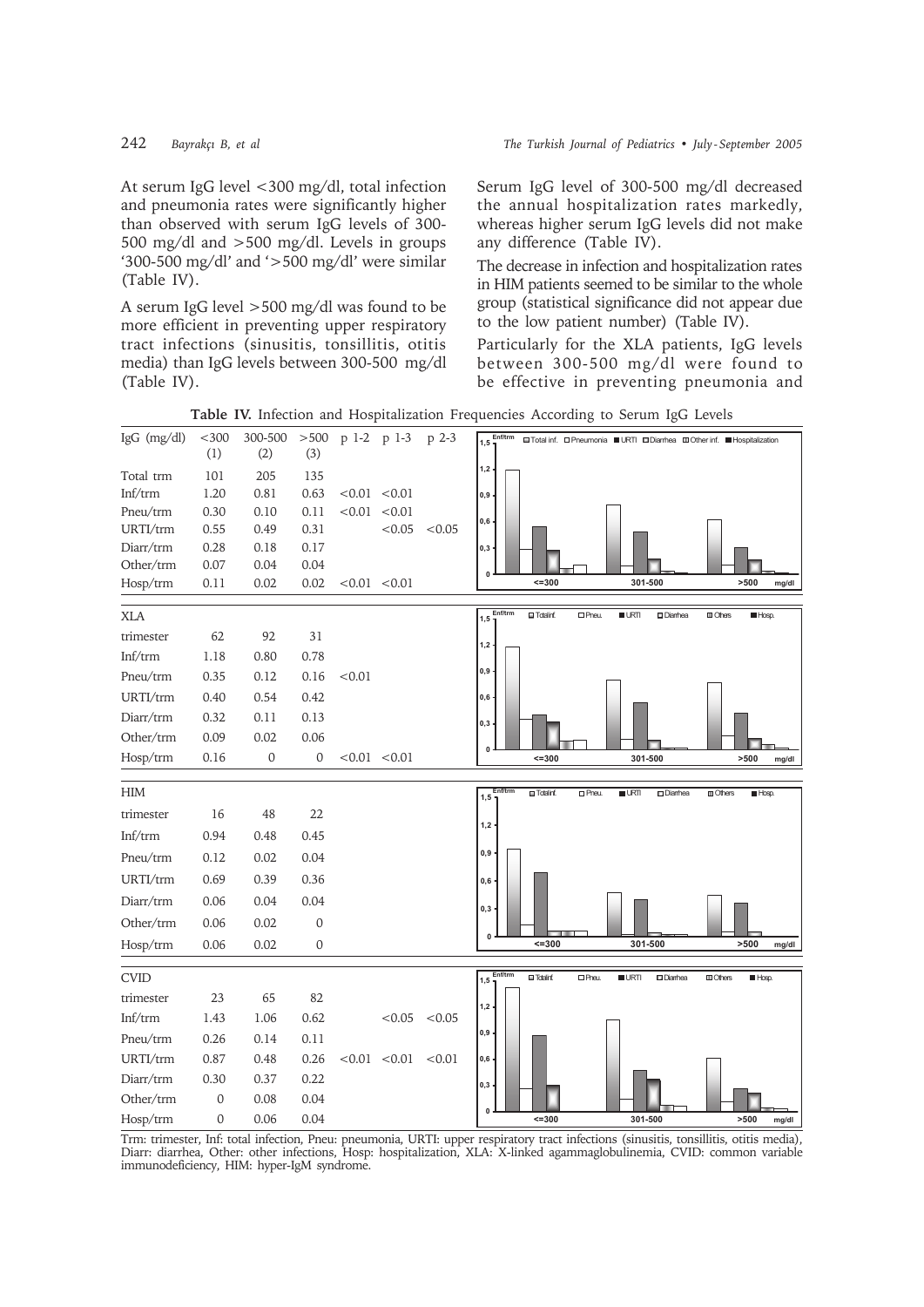At serum IgG level <300 mg/dl, total infection and pneumonia rates were significantly higher than observed with serum IgG levels of 300-500 mg/dl and >500 mg/dl. Levels in groups '300-500 mg/dl' and '>500 mg/dl' were similar (Table IV).

A serum IgG level >500 mg/dl was found to be more efficient in preventing upper respiratory tract infections (sinusitis, tonsillitis, otitis media) than IgG levels between 300-500 mg/dl (Table IV).

Serum IgG level of 300-500 mg/dl decreased the annual hospitalization rates markedly, whereas higher serum IgG levels did not make any difference (Table IV).

The decrease in infection and hospitalization rates in HIM patients seemed to be similar to the whole group (statistical significance did not appear due to the low patient number) (Table IV).

Particularly for the XLA patients, IgG levels between 300-500 mg/dl were found to be effective in preventing pneumonia and

**Table IV.** Infection and Hospitalization Frequencies According to Serum IgG Levels

| IgG (mg/dl) | <300 (1) | 300-500 (2) | >500 (3) | p 1-2 | p 1-3 | p 2-3 |
|---|---|---|---|---|---|---|
| Total trm | 101 | 205 | 135 | | | |
| Inf/trm | 1.20 | 0.81 | 0.63 | <0.01 | <0.01 | |
| Pneu/trm | 0.30 | 0.10 | 0.11 | <0.01 | <0.01 | |
| URTI/trm | 0.55 | 0.49 | 0.31 | | <0.05 | <0.05 |
| Diarr/trm | 0.28 | 0.18 | 0.17 | | | |
| Other/trm | 0.07 | 0.04 | 0.04 | | | |
| Hosp/trm | 0.11 | 0.02 | 0.02 | <0.01 | <0.01 | |
| **XLA** | | | | | | |
| trimester | 62 | 92 | 31 | | | |
| Inf/trm | 1.18 | 0.80 | 0.78 | | | |
| Pneu/trm | 0.35 | 0.12 | 0.16 | <0.01 | | |
| URTI/trm | 0.40 | 0.54 | 0.42 | | | |
| Diarr/trm | 0.32 | 0.11 | 0.13 | | | |
| Other/trm | 0.09 | 0.02 | 0.06 | | | |
| Hosp/trm | 0.16 | 0 | 0 | <0.01 | <0.01 | |
| **HIM** | | | | | | |
| trimester | 16 | 48 | 22 | | | |
| Inf/trm | 0.94 | 0.48 | 0.45 | | | |
| Pneu/trm | 0.12 | 0.02 | 0.04 | | | |
| URTI/trm | 0.69 | 0.39 | 0.36 | | | |
| Diarr/trm | 0.06 | 0.04 | 0.04 | | | |
| Other/trm | 0.06 | 0.02 | 0 | | | |
| Hosp/trm | 0.06 | 0.02 | 0 | | | |
| **CVID** | | | | | | |
| trimester | 23 | 65 | 82 | | | |
| Inf/trm | 1.43 | 1.06 | 0.62 | | <0.05 | <0.05 |
| Pneu/trm | 0.26 | 0.14 | 0.11 | | | |
| URTI/trm | 0.87 | 0.48 | 0.26 | <0.01 | <0.01 | <0.01 |
| Diarr/trm | 0.30 | 0.37 | 0.22 | | | |
| Other/trm | 0 | 0.08 | 0.04 | | | |
| Hosp/trm | 0 | 0.06 | 0.04 | | | |

Trm: trimester, Inf: total infection, Pneu: pneumonia, URTI: upper respiratory tract infections (sinusitis, tonsillitis, otitis media), Diarr: diarrhea, Other: other infections, Hosp: hospitalization, XLA: X-linked agammaglobulinemia, CVID: common variable immunodeficiency, HIM: hyper-IgM syndrome.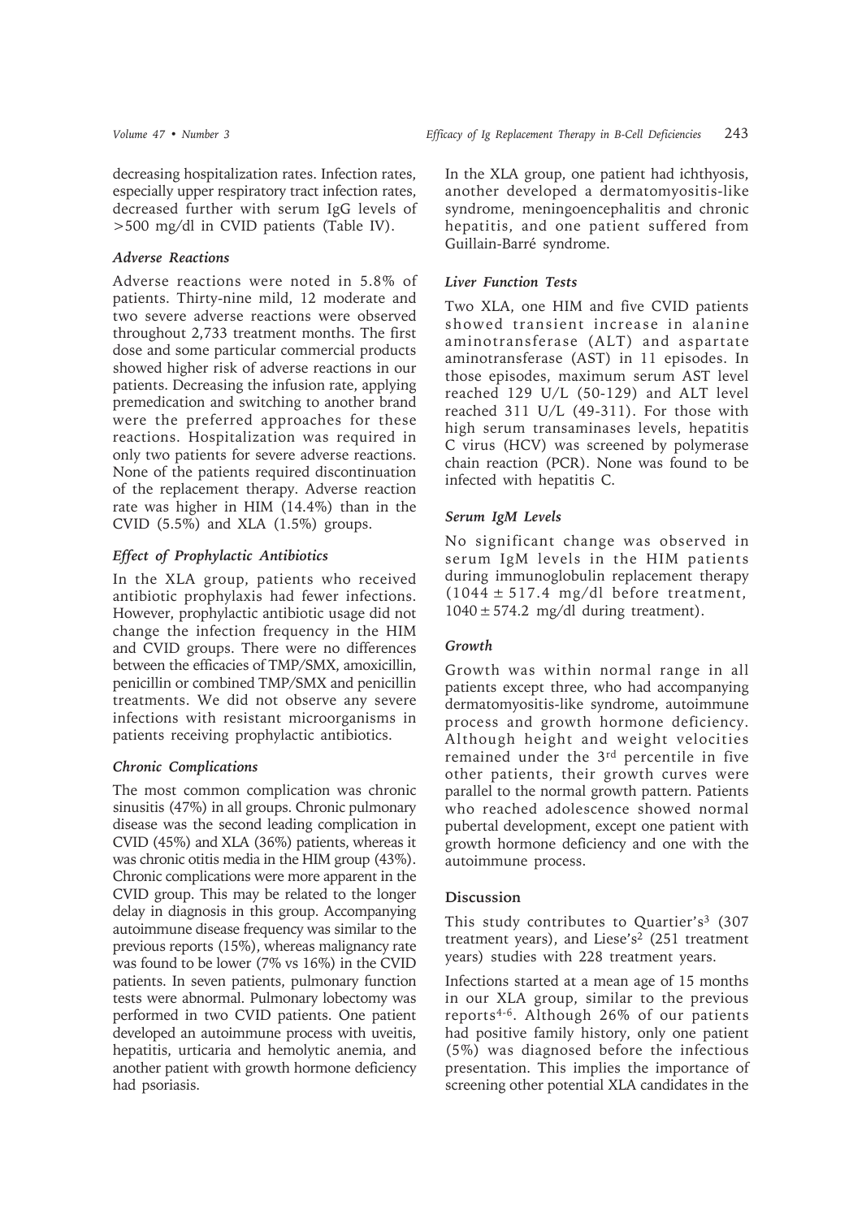decreasing hospitalization rates. Infection rates, especially upper respiratory tract infection rates, decreased further with serum IgG levels of >500 mg/dl in CVID patients (Table IV).

### *Adverse Reactions*

Adverse reactions were noted in 5.8% of patients. Thirty-nine mild, 12 moderate and two severe adverse reactions were observed throughout 2,733 treatment months. The first dose and some particular commercial products showed higher risk of adverse reactions in our patients. Decreasing the infusion rate, applying premedication and switching to another brand were the preferred approaches for these reactions. Hospitalization was required in only two patients for severe adverse reactions. None of the patients required discontinuation of the replacement therapy. Adverse reaction rate was higher in HIM (14.4%) than in the CVID (5.5%) and XLA (1.5%) groups.

### *Effect of Prophylactic Antibiotics*

In the XLA group, patients who received antibiotic prophylaxis had fewer infections. However, prophylactic antibiotic usage did not change the infection frequency in the HIM and CVID groups. There were no differences between the efficacies of TMP/SMX, amoxicillin, penicillin or combined TMP/SMX and penicillin treatments. We did not observe any severe infections with resistant microorganisms in patients receiving prophylactic antibiotics.

### *Chronic Complications*

The most common complication was chronic sinusitis (47%) in all groups. Chronic pulmonary disease was the second leading complication in CVID (45%) and XLA (36%) patients, whereas it was chronic otitis media in the HIM group (43%). Chronic complications were more apparent in the CVID group. This may be related to the longer delay in diagnosis in this group. Accompanying autoimmune disease frequency was similar to the previous reports (15%), whereas malignancy rate was found to be lower (7% vs 16%) in the CVID patients. In seven patients, pulmonary function tests were abnormal. Pulmonary lobectomy was performed in two CVID patients. One patient developed an autoimmune process with uveitis, hepatitis, urticaria and hemolytic anemia, and another patient with growth hormone deficiency had psoriasis.

In the XLA group, one patient had ichthyosis, another developed a dermatomyositis-like syndrome, meningoencephalitis and chronic hepatitis, and one patient suffered from Guillain-Barré syndrome.

### *Liver Function Tests*

Two XLA, one HIM and five CVID patients showed transient increase in alanine aminotransferase (ALT) and aspartate aminotransferase (AST) in 11 episodes. In those episodes, maximum serum AST level reached 129 U/L (50-129) and ALT level reached 311 U/L (49-311). For those with high serum transaminases levels, hepatitis C virus (HCV) was screened by polymerase chain reaction (PCR). None was found to be infected with hepatitis C.

### *Serum IgM Levels*

No significant change was observed in serum IgM levels in the HIM patients during immunoglobulin replacement therapy ($1044 \pm 517.4$ mg/dl before treatment, $1040 \pm 574.2$ mg/dl during treatment).

### *Growth*

Growth was within normal range in all patients except three, who had accompanying dermatomyositis-like syndrome, autoimmune process and growth hormone deficiency. Although height and weight velocities remained under the 3rd percentile in five other patients, their growth curves were parallel to the normal growth pattern. Patients who reached adolescence showed normal pubertal development, except one patient with growth hormone deficiency and one with the autoimmune process.

## Discussion

This study contributes to Quartier's[3] (307 treatment years), and Liese's[2] (251 treatment years) studies with 228 treatment years.

Infections started at a mean age of 15 months in our XLA group, similar to the previous reports[4-6]. Although 26% of our patients had positive family history, only one patient (5%) was diagnosed before the infectious presentation. This implies the importance of screening other potential XLA candidates in the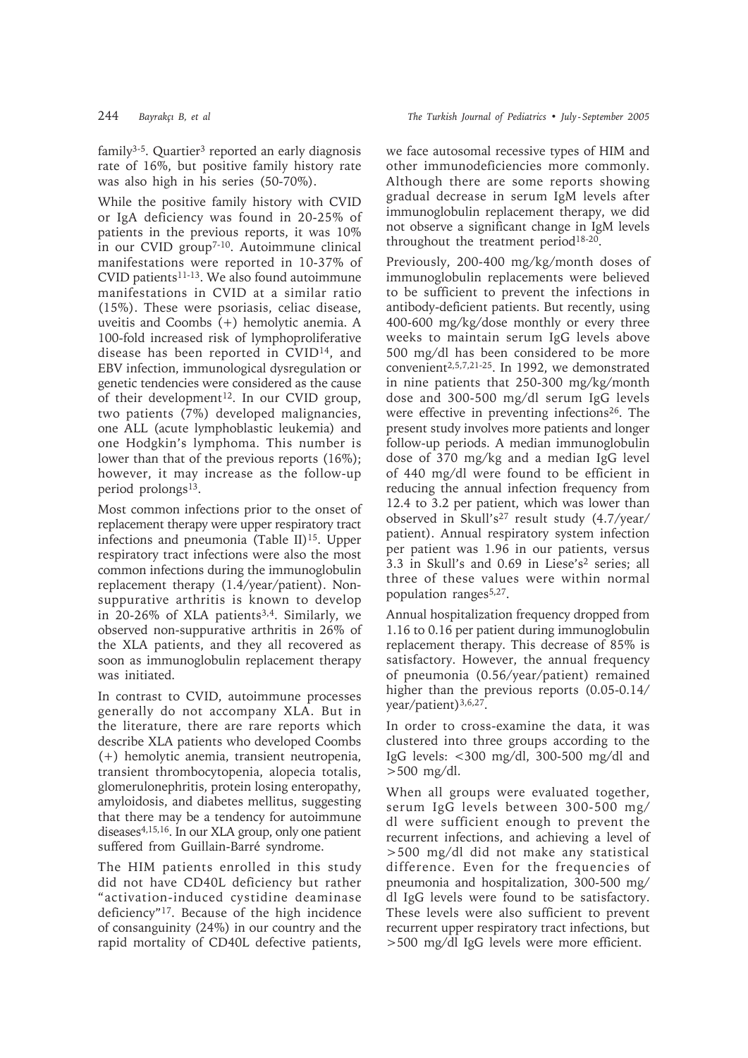family[3-5]. Quartier[3] reported an early diagnosis rate of 16%, but positive family history rate was also high in his series (50-70%).

While the positive family history with CVID or IgA deficiency was found in 20-25% of patients in the previous reports, it was 10% in our CVID group[7-10]. Autoimmune clinical manifestations were reported in 10-37% of CVID patients[11-13]. We also found autoimmune manifestations in CVID at a similar ratio (15%). These were psoriasis, celiac disease, uveitis and Coombs (+) hemolytic anemia. A 100-fold increased risk of lymphoproliferative disease has been reported in CVID[14], and EBV infection, immunological dysregulation or genetic tendencies were considered as the cause of their development[12]. In our CVID group, two patients (7%) developed malignancies, one ALL (acute lymphoblastic leukemia) and one Hodgkin's lymphoma. This number is lower than that of the previous reports (16%); however, it may increase as the follow-up period prolongs[13].

Most common infections prior to the onset of replacement therapy were upper respiratory tract infections and pneumonia (Table II)[15]. Upper respiratory tract infections were also the most common infections during the immunoglobulin replacement therapy (1.4/year/patient). Non-suppurative arthritis is known to develop in 20-26% of XLA patients[3,4]. Similarly, we observed non-suppurative arthritis in 26% of the XLA patients, and they all recovered as soon as immunoglobulin replacement therapy was initiated.

In contrast to CVID, autoimmune processes generally do not accompany XLA. But in the literature, there are rare reports which describe XLA patients who developed Coombs (+) hemolytic anemia, transient neutropenia, transient thrombocytopenia, alopecia totalis, glomerulonephritis, protein losing enteropathy, amyloidosis, and diabetes mellitus, suggesting that there may be a tendency for autoimmune diseases[4,15,16]. In our XLA group, only one patient suffered from Guillain-Barré syndrome.

The HIM patients enrolled in this study did not have CD40L deficiency but rather "activation-induced cystidine deaminase deficiency"[17]. Because of the high incidence of consanguinity (24%) in our country and the rapid mortality of CD40L defective patients, we face autosomal recessive types of HIM and other immunodeficiencies more commonly. Although there are some reports showing gradual decrease in serum IgM levels after immunoglobulin replacement therapy, we did not observe a significant change in IgM levels throughout the treatment period[18-20].

Previously, 200-400 mg/kg/month doses of immunoglobulin replacements were believed to be sufficient to prevent the infections in antibody-deficient patients. But recently, using 400-600 mg/kg/dose monthly or every three weeks to maintain serum IgG levels above 500 mg/dl has been considered to be more convenient[2,5,7,21-25]. In 1992, we demonstrated in nine patients that 250-300 mg/kg/month dose and 300-500 mg/dl serum IgG levels were effective in preventing infections[26]. The present study involves more patients and longer follow-up periods. A median immunoglobulin dose of 370 mg/kg and a median IgG level of 440 mg/dl were found to be efficient in reducing the annual infection frequency from 12.4 to 3.2 per patient, which was lower than observed in Skull's[27] result study (4.7/year/patient). Annual respiratory system infection per patient was 1.96 in our patients, versus 3.3 in Skull's and 0.69 in Liese's[2] series; all three of these values were within normal population ranges[5,27].

Annual hospitalization frequency dropped from 1.16 to 0.16 per patient during immunoglobulin replacement therapy. This decrease of 85% is satisfactory. However, the annual frequency of pneumonia (0.56/year/patient) remained higher than the previous reports (0.05-0.14/year/patient)[3,6,27].

In order to cross-examine the data, it was clustered into three groups according to the IgG levels: <300 mg/dl, 300-500 mg/dl and >500 mg/dl.

When all groups were evaluated together, serum IgG levels between 300-500 mg/dl were sufficient enough to prevent the recurrent infections, and achieving a level of >500 mg/dl did not make any statistical difference. Even for the frequencies of pneumonia and hospitalization, 300-500 mg/dl IgG levels were found to be satisfactory. These levels were also sufficient to prevent recurrent upper respiratory tract infections, but >500 mg/dl IgG levels were more efficient.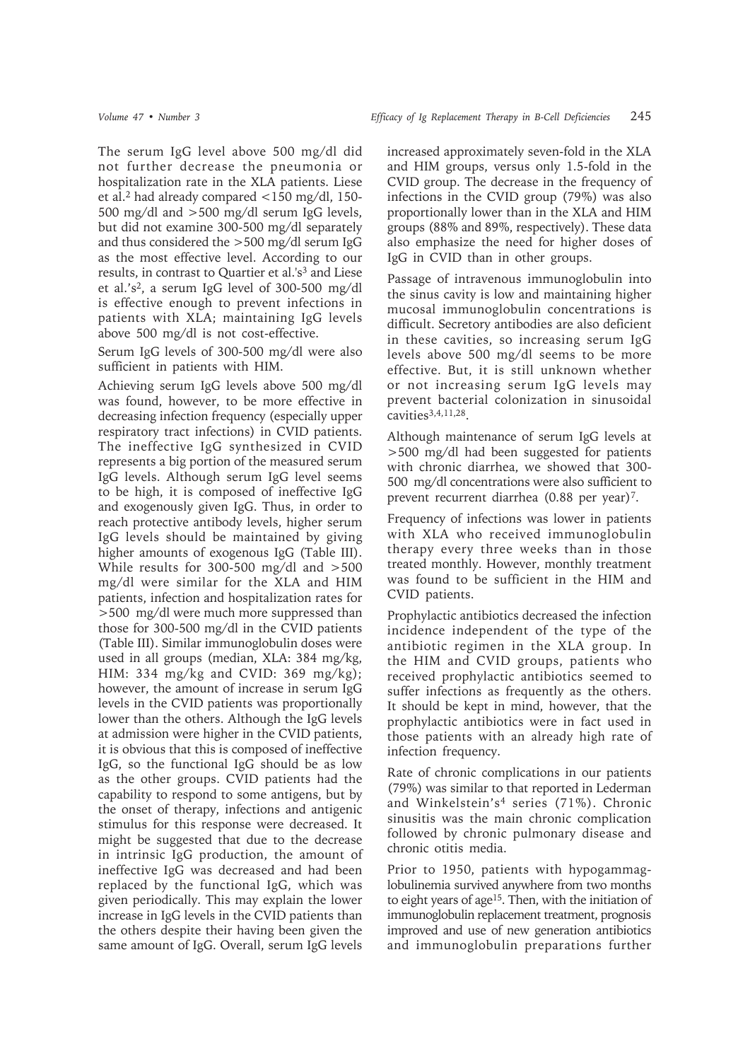The serum IgG level above 500 mg/dl did not further decrease the pneumonia or hospitalization rate in the XLA patients. Liese et al.[2] had already compared <150 mg/dl, 150-500 mg/dl and >500 mg/dl serum IgG levels, but did not examine 300-500 mg/dl separately and thus considered the >500 mg/dl serum IgG as the most effective level. According to our results, in contrast to Quartier et al.'s[3] and Liese et al.'s[2], a serum IgG level of 300-500 mg/dl is effective enough to prevent infections in patients with XLA; maintaining IgG levels above 500 mg/dl is not cost-effective.

Serum IgG levels of 300-500 mg/dl were also sufficient in patients with HIM.

Achieving serum IgG levels above 500 mg/dl was found, however, to be more effective in decreasing infection frequency (especially upper respiratory tract infections) in CVID patients. The ineffective IgG synthesized in CVID represents a big portion of the measured serum IgG levels. Although serum IgG level seems to be high, it is composed of ineffective IgG and exogenously given IgG. Thus, in order to reach protective antibody levels, higher serum IgG levels should be maintained by giving higher amounts of exogenous IgG (Table III). While results for 300-500 mg/dl and >500 mg/dl were similar for the XLA and HIM patients, infection and hospitalization rates for >500 mg/dl were much more suppressed than those for 300-500 mg/dl in the CVID patients (Table III). Similar immunoglobulin doses were used in all groups (median, XLA: 384 mg/kg, HIM: 334 mg/kg and CVID: 369 mg/kg); however, the amount of increase in serum IgG levels in the CVID patients was proportionally lower than the others. Although the IgG levels at admission were higher in the CVID patients, it is obvious that this is composed of ineffective IgG, so the functional IgG should be as low as the other groups. CVID patients had the capability to respond to some antigens, but by the onset of therapy, infections and antigenic stimulus for this response were decreased. It might be suggested that due to the decrease in intrinsic IgG production, the amount of ineffective IgG was decreased and had been replaced by the functional IgG, which was given periodically. This may explain the lower increase in IgG levels in the CVID patients than the others despite their having been given the same amount of IgG. Overall, serum IgG levels increased approximately seven-fold in the XLA and HIM groups, versus only 1.5-fold in the CVID group. The decrease in the frequency of infections in the CVID group (79%) was also proportionally lower than in the XLA and HIM groups (88% and 89%, respectively). These data also emphasize the need for higher doses of IgG in CVID than in other groups.

Passage of intravenous immunoglobulin into the sinus cavity is low and maintaining higher mucosal immunoglobulin concentrations is difficult. Secretory antibodies are also deficient in these cavities, so increasing serum IgG levels above 500 mg/dl seems to be more effective. But, it is still unknown whether or not increasing serum IgG levels may prevent bacterial colonization in sinusoidal cavities[3,4,11,28].

Although maintenance of serum IgG levels at >500 mg/dl had been suggested for patients with chronic diarrhea, we showed that 300-500 mg/dl concentrations were also sufficient to prevent recurrent diarrhea (0.88 per year)[7].

Frequency of infections was lower in patients with XLA who received immunoglobulin therapy every three weeks than in those treated monthly. However, monthly treatment was found to be sufficient in the HIM and CVID patients.

Prophylactic antibiotics decreased the infection incidence independent of the type of the antibiotic regimen in the XLA group. In the HIM and CVID groups, patients who received prophylactic antibiotics seemed to suffer infections as frequently as the others. It should be kept in mind, however, that the prophylactic antibiotics were in fact used in those patients with an already high rate of infection frequency.

Rate of chronic complications in our patients (79%) was similar to that reported in Lederman and Winkelstein's[4] series (71%). Chronic sinusitis was the main chronic complication followed by chronic pulmonary disease and chronic otitis media.

Prior to 1950, patients with hypogammaglobulinemia survived anywhere from two months to eight years of age[15]. Then, with the initiation of immunoglobulin replacement treatment, prognosis improved and use of new generation antibiotics and immunoglobulin preparations further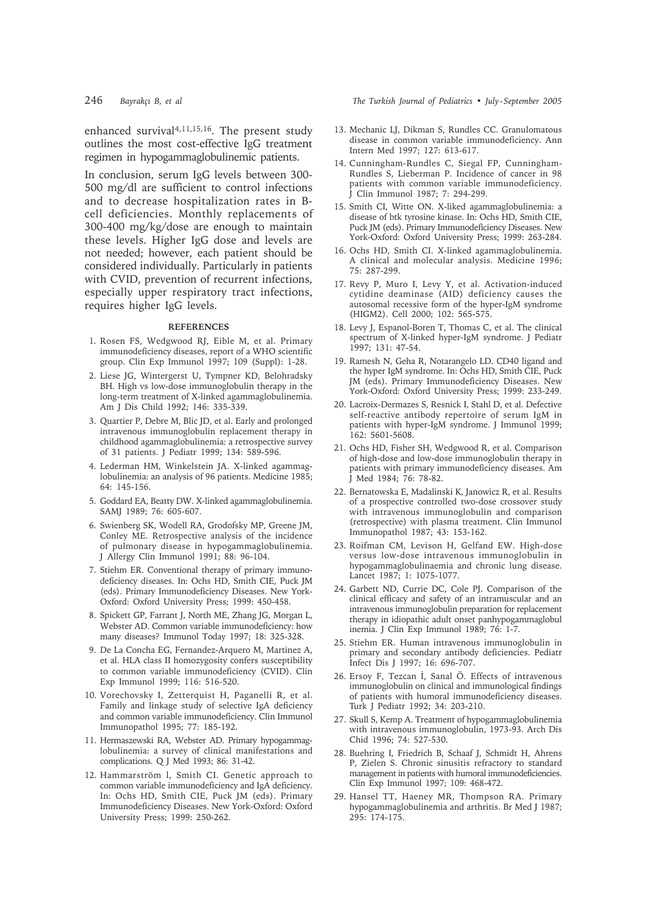enhanced survival[4,11,15,16]. The present study outlines the most cost-effective IgG treatment regimen in hypogammaglobulinemic patients.

In conclusion, serum IgG levels between 300-500 mg/dl are sufficient to control infections and to decrease hospitalization rates in B-cell deficiencies. Monthly replacements of 300-400 mg/kg/dose are enough to maintain these levels. Higher IgG dose and levels are not needed; however, each patient should be considered individually. Particularly in patients with CVID, prevention of recurrent infections, especially upper respiratory tract infections, requires higher IgG levels.

## REFERENCES

1. Rosen FS, Wedgwood RJ, Eible M, et al. Primary immunodeficiency diseases, report of a WHO scientific group. Clin Exp Immunol 1997; 109 (Suppl): 1-28.
2. Liese JG, Wintergerst U, Tympner KD, Belohradsky BH. High vs low-dose immunoglobulin therapy in the long-term treatment of X-linked agammaglobulinemia. Am J Dis Child 1992; 146: 335-339.
3. Quartier P, Debre M, Blic JD, et al. Early and prolonged intravenous immunoglobulin replacement therapy in childhood agammaglobulinemia: a retrospective survey of 31 patients. J Pediatr 1999; 134: 589-596.
4. Lederman HM, Winkelstein JA. X-linked agammaglobulinemia: an analysis of 96 patients. Medicine 1985; 64: 145-156.
5. Goddard EA, Beatty DW. X-linked agammaglobulinemia. SAMJ 1989; 76: 605-607.
6. Swienberg SK, Wodell RA, Grodofsky MP, Greene JM, Conley ME. Retrospective analysis of the incidence of pulmonary disease in hypogammaglobulinemia. J Allergy Clin Immunol 1991; 88: 96-104.
7. Stiehm ER. Conventional therapy of primary immunodeficiency diseases. In: Ochs HD, Smith CIE, Puck JM (eds). Primary Immunodeficiency Diseases. New York-Oxford: Oxford University Press; 1999: 450-458.
8. Spickett GP, Farrant J, North ME, Zhang JG, Morgan L, Webster AD. Common variable immunodeficiency: how many diseases? Immunol Today 1997; 18: 325-328.
9. De La Concha EG, Fernandez-Arquero M, Martinez A, et al. HLA class II homozygosity confers susceptibility to common variable immunodeficiency (CVID). Clin Exp Immunol 1999; 116: 516-520.
10. Vorechovsky I, Zetterquist H, Paganelli R, et al. Family and linkage study of selective IgA deficiency and common variable immunodeficiency. Clin Immunol Immunopathol 1995; 77: 185-192.
11. Hermaszewski RA, Webster AD. Primary hypogammaglobulinemia: a survey of clinical manifestations and complications. Q J Med 1993; 86: 31-42.
12. Hammarström l, Smith CI. Genetic approach to common variable immunodeficiency and IgA deficiency. In: Ochs HD, Smith CIE, Puck JM (eds). Primary Immunodeficiency Diseases. New York-Oxford: Oxford University Press; 1999: 250-262.
13. Mechanic LJ, Dikman S, Rundles CC. Granulomatous disease in common variable immunodeficiency. Ann Intern Med 1997; 127: 613-617.
14. Cunningham-Rundles C, Siegal FP, Cunningham-Rundles S, Lieberman P. Incidence of cancer in 98 patients with common variable immunodeficiency. J Clin Immunol 1987; 7: 294-299.
15. Smith CI, Witte ON. X-liked agammaglobulinemia: a disease of btk tyrosine kinase. In: Ochs HD, Smith CIE, Puck JM (eds). Primary Immunodeficiency Diseases. New York-Oxford: Oxford University Press; 1999: 263-284.
16. Ochs HD, Smith CI. X-linked agammaglobulinemia. A clinical and molecular analysis. Medicine 1996; 75: 287-299.
17. Revy P, Muro I, Levy Y, et al. Activation-induced cytidine deaminase (AID) deficiency causes the autosomal recessive form of the hyper-IgM syndrome (HIGM2). Cell 2000; 102: 565-575.
18. Levy J, Espanol-Boren T, Thomas C, et al. The clinical spectrum of X-linked hyper-IgM syndrome. J Pediatr 1997; 131: 47-54.
19. Ramesh N, Geha R, Notarangelo LD. CD40 ligand and the hyper IgM syndrome. In: Ochs HD, Smith CIE, Puck JM (eds). Primary Immunodeficiency Diseases. New York-Oxford: Oxford University Press; 1999: 233-249.
20. Lacroix-Dermazes S, Resnick I, Stahl D, et al. Defective self-reactive antibody repertoire of serum IgM in patients with hyper-IgM syndrome. J Immunol 1999; 162: 5601-5608.
21. Ochs HD, Fisher SH, Wedgwood R, et al. Comparison of high-dose and low-dose immunoglobulin therapy in patients with primary immunodeficiency diseases. Am J Med 1984; 76: 78-82.
22. Bernatowska E, Madalinski K, Janowicz R, et al. Results of a prospective controlled two-dose crossover study with intravenous immunoglobulin and comparison (retrospective) with plasma treatment. Clin Immunol Immunopathol 1987; 43: 153-162.
23. Roifman CM, Levison H, Gelfand EW. High-dose versus low-dose intravenous immunoglobulin in hypogammaglobulinaemia and chronic lung disease. Lancet 1987; 1: 1075-1077.
24. Garbett ND, Currie DC, Cole PJ. Comparison of the clinical efficacy and safety of an intramuscular and an intravenous immunoglobulin preparation for replacement therapy in idiopathic adult onset panhypogammaglobul inemia. J Clin Exp Immunol 1989; 76: 1-7.
25. Stiehm ER. Human intravenous immunoglobulin in primary and secondary antibody deficiencies. Pediatr Infect Dis J 1997; 16: 696-707.
26. Ersoy F, Tezcan İ, Sanal Ö. Effects of intravenous immunoglobulin on clinical and immunological findings of patients with humoral immunodeficiency diseases. Turk J Pediatr 1992; 34: 203-210.
27. Skull S, Kemp A. Treatment of hypogammaglobulinemia with intravenous immunoglobulin, 1973-93. Arch Dis Chid 1996; 74: 527-530.
28. Buehring I, Friedrich B, Schaaf J, Schmidt H, Ahrens P, Zielen S. Chronic sinusitis refractory to standard management in patients with humoral immunodeficiencies. Clin Exp Immunol 1997; 109: 468-472.
29. Hansel TT, Haeney MR, Thompson RA. Primary hypogammaglobulinemia and arthritis. Br Med J 1987; 295: 174-175.